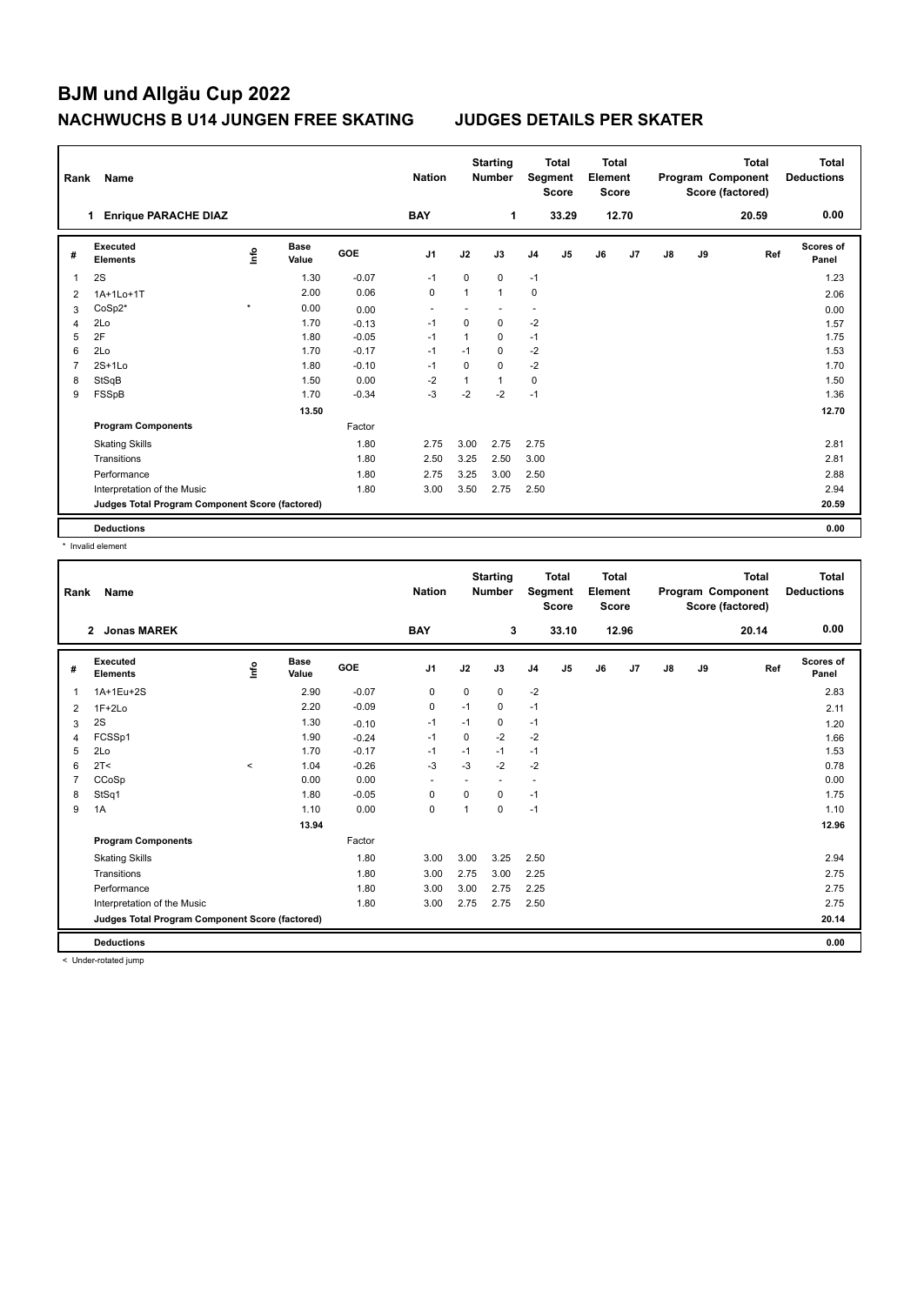# BJM und Allgäu Cup 2022

## NACHWUCHS B U14 JUNGEN FREE SKATING JUDGES DETAILS PER SKATER

| Rank | Name | Nation | Starting Number | Total Segment Score | Total Element Score | Total Program Component Score (factored) | Total Deductions |
|---|---|---|---|---|---|---|---|
| 1 | Enrique PARACHE DIAZ | BAY | 1 | 33.29 | 12.70 | 20.59 | 0.00 |

| # | Executed Elements | Info | Base Value | GOE | J1 | J2 | J3 | J4 | J5 | J6 | J7 | J8 | J9 | Ref | Scores of Panel |
|---|---|---|---|---|---|---|---|---|---|---|---|---|---|---|---|
| 1 | 2S | | 1.30 | -0.07 | -1 | 0 | 0 | -1 | | | | | | | 1.23 |
| 2 | 1A+1Lo+1T | | 2.00 | 0.06 | 0 | 1 | 1 | 0 | | | | | | | 2.06 |
| 3 | CoSp2* | * | 0.00 | 0.00 | - | - | - | - | | | | | | | 0.00 |
| 4 | 2Lo | | 1.70 | -0.13 | -1 | 0 | 0 | -2 | | | | | | | 1.57 |
| 5 | 2F | | 1.80 | -0.05 | -1 | 1 | 0 | -1 | | | | | | | 1.75 |
| 6 | 2Lo | | 1.70 | -0.17 | -1 | -1 | 0 | -2 | | | | | | | 1.53 |
| 7 | 2S+1Lo | | 1.80 | -0.10 | -1 | 0 | 0 | -2 | | | | | | | 1.70 |
| 8 | StSqB | | 1.50 | 0.00 | -2 | 1 | 1 | 0 | | | | | | | 1.50 |
| 9 | FSSpB | | 1.70 | -0.34 | -3 | -2 | -2 | -1 | | | | | | | 1.36 |
| | | | 13.50 | | | | | | | | | | | | 12.70 |
| | **Program Components** | | | Factor | | | | | | | | | | | |
| | Skating Skills | | | 1.80 | 2.75 | 3.00 | 2.75 | 2.75 | | | | | | | 2.81 |
| | Transitions | | | 1.80 | 2.50 | 3.25 | 2.50 | 3.00 | | | | | | | 2.81 |
| | Performance | | | 1.80 | 2.75 | 3.25 | 3.00 | 2.50 | | | | | | | 2.88 |
| | Interpretation of the Music | | | 1.80 | 3.00 | 3.50 | 2.75 | 2.50 | | | | | | | 2.94 |
| | **Judges Total Program Component Score (factored)** | | | | | | | | | | | | | | 20.59 |
| | **Deductions** | | | | | | | | | | | | | | 0.00 |

\* Invalid element

| Rank | Name | Nation | Starting Number | Total Segment Score | Total Element Score | Total Program Component Score (factored) | Total Deductions |
|---|---|---|---|---|---|---|---|
| 2 | Jonas MAREK | BAY | 3 | 33.10 | 12.96 | 20.14 | 0.00 |

| # | Executed Elements | Info | Base Value | GOE | J1 | J2 | J3 | J4 | J5 | J6 | J7 | J8 | J9 | Ref | Scores of Panel |
|---|---|---|---|---|---|---|---|---|---|---|---|---|---|---|---|
| 1 | 1A+1Eu+2S | | 2.90 | -0.07 | 0 | 0 | 0 | -2 | | | | | | | 2.83 |
| 2 | 1F+2Lo | | 2.20 | -0.09 | 0 | -1 | 0 | -1 | | | | | | | 2.11 |
| 3 | 2S | | 1.30 | -0.10 | -1 | -1 | 0 | -1 | | | | | | | 1.20 |
| 4 | FCSSp1 | | 1.90 | -0.24 | -1 | 0 | -2 | -2 | | | | | | | 1.66 |
| 5 | 2Lo | | 1.70 | -0.17 | -1 | -1 | -1 | -1 | | | | | | | 1.53 |
| 6 | 2T< | < | 1.04 | -0.26 | -3 | -3 | -2 | -2 | | | | | | | 0.78 |
| 7 | CCoSp | | 0.00 | 0.00 | - | - | - | - | | | | | | | 0.00 |
| 8 | StSq1 | | 1.80 | -0.05 | 0 | 0 | 0 | -1 | | | | | | | 1.75 |
| 9 | 1A | | 1.10 | 0.00 | 0 | 1 | 0 | -1 | | | | | | | 1.10 |
| | | | 13.94 | | | | | | | | | | | | 12.96 |
| | **Program Components** | | | Factor | | | | | | | | | | | |
| | Skating Skills | | | 1.80 | 3.00 | 3.00 | 3.25 | 2.50 | | | | | | | 2.94 |
| | Transitions | | | 1.80 | 3.00 | 2.75 | 3.00 | 2.25 | | | | | | | 2.75 |
| | Performance | | | 1.80 | 3.00 | 3.00 | 2.75 | 2.25 | | | | | | | 2.75 |
| | Interpretation of the Music | | | 1.80 | 3.00 | 2.75 | 2.75 | 2.50 | | | | | | | 2.75 |
| | **Judges Total Program Component Score (factored)** | | | | | | | | | | | | | | 20.14 |
| | **Deductions** | | | | | | | | | | | | | | 0.00 |

< Under-rotated jump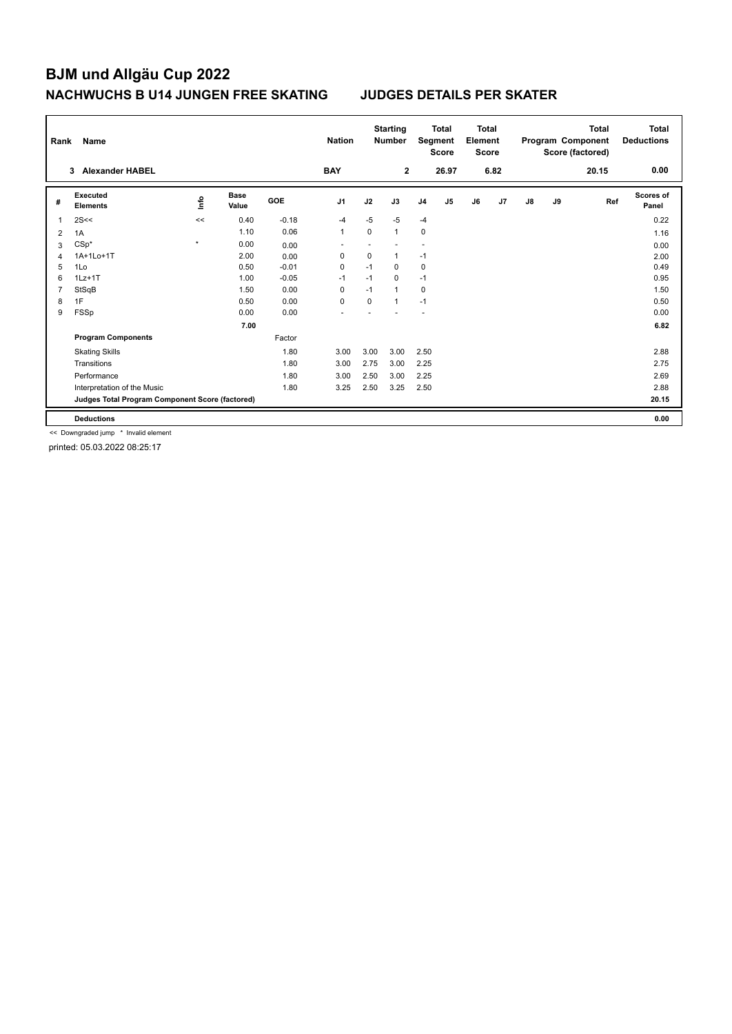# BJM und Allgäu Cup 2022

## NACHWUCHS B U14 JUNGEN FREE SKATING JUDGES DETAILS PER SKATER

| Rank | Name | Nation | Starting Number | Total Segment Score | Total Element Score | Total Program Component Score (factored) | Total Deductions |
|---|---|---|---|---|---|---|---|
| 3 | Alexander HABEL | BAY | 2 | 26.97 | 6.82 | 20.15 | 0.00 |

| # | Executed Elements | Info | Base Value | GOE | J1 | J2 | J3 | J4 | J5 | J6 | J7 | J8 | J9 | Ref | Scores of Panel |
|---|---|---|---|---|---|---|---|---|---|---|---|---|---|---|---|
| 1 | 2S<< | << | 0.40 | -0.18 | -4 | -5 | -5 | -4 | | | | | | | 0.22 |
| 2 | 1A | | 1.10 | 0.06 | 1 | 0 | 1 | 0 | | | | | | | 1.16 |
| 3 | CSp* | * | 0.00 | 0.00 | - | - | - | - | | | | | | | 0.00 |
| 4 | 1A+1Lo+1T | | 2.00 | 0.00 | 0 | 0 | 1 | -1 | | | | | | | 2.00 |
| 5 | 1Lo | | 0.50 | -0.01 | 0 | -1 | 0 | 0 | | | | | | | 0.49 |
| 6 | 1Lz+1T | | 1.00 | -0.05 | -1 | -1 | 0 | -1 | | | | | | | 0.95 |
| 7 | StSqB | | 1.50 | 0.00 | 0 | -1 | 1 | 0 | | | | | | | 1.50 |
| 8 | 1F | | 0.50 | 0.00 | 0 | 0 | 1 | -1 | | | | | | | 0.50 |
| 9 | FSSp | | 0.00 | 0.00 | - | - | - | - | | | | | | | 0.00 |
| | | | 7.00 | | | | | | | | | | | | 6.82 |
| | **Program Components** | | | Factor | | | | | | | | | | | |
| | Skating Skills | | | 1.80 | 3.00 | 3.00 | 3.00 | 2.50 | | | | | | | 2.88 |
| | Transitions | | | 1.80 | 3.00 | 2.75 | 3.00 | 2.25 | | | | | | | 2.75 |
| | Performance | | | 1.80 | 3.00 | 2.50 | 3.00 | 2.25 | | | | | | | 2.69 |
| | Interpretation of the Music | | | 1.80 | 3.25 | 2.50 | 3.25 | 2.50 | | | | | | | 2.88 |
| | **Judges Total Program Component Score (factored)** | | | | | | | | | | | | | | 20.15 |
| | **Deductions** | | | | | | | | | | | | | | 0.00 |

<< Downgraded jump * Invalid element

printed: 05.03.2022 08:25:17